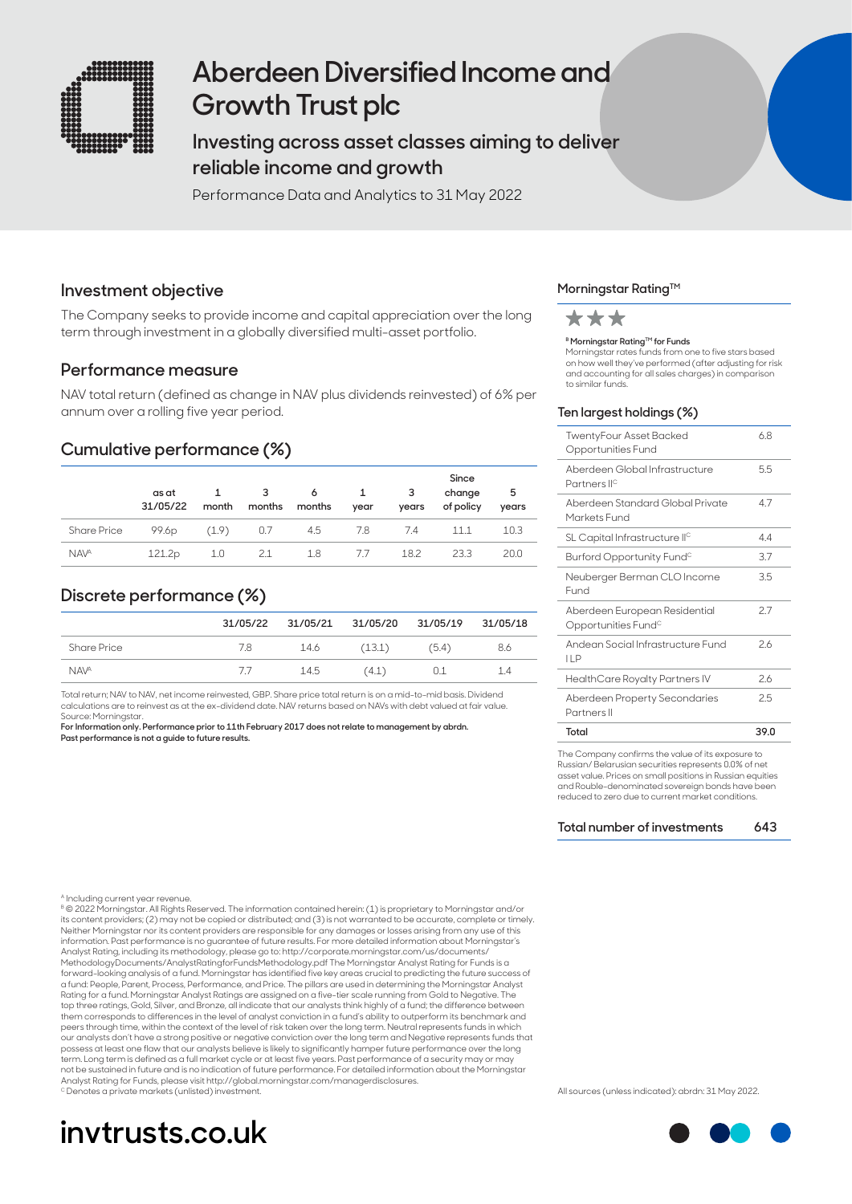# Aberdeen Diversified Income and Growth Trust plc

## Investing across asset classes aiming to deliver reliable income and growth

Performance Data and Analytics to 31 May 2022

## Investment objective

The Company seeks to provide income and capital appreciation over the long term through investment in a globally diversified multi-asset portfolio.

## Performance measure

NAV total return (defined as change in NAV plus dividends reinvested) of 6% per annum over a rolling five year period.

## Cumulative performance (%)

| | as at 31/05/22 | 1 month | 3 months | 6 months | 1 year | 3 years | Since change of policy | 5 years |
|---|---|---|---|---|---|---|---|---|
| Share Price | 99.6p | (1.9) | 0.7 | 4.5 | 7.8 | 7.4 | 11.1 | 10.3 |
| NAV[A] | 121.2p | 1.0 | 2.1 | 1.8 | 7.7 | 18.2 | 23.3 | 20.0 |

## Discrete performance (%)

| | 31/05/22 | 31/05/21 | 31/05/20 | 31/05/19 | 31/05/18 |
|---|---|---|---|---|---|
| Share Price | 7.8 | 14.6 | (13.1) | (5.4) | 8.6 |
| NAV[A] | 7.7 | 14.5 | (4.1) | 0.1 | 1.4 |

Total return; NAV to NAV, net income reinvested, GBP. Share price total return is on a mid-to-mid basis. Dividend calculations are to reinvest as at the ex-dividend date. NAV returns based on NAVs with debt valued at fair value. Source: Morningstar.

**For Information only. Performance prior to 11th February 2017 does not relate to management by abrdn.**
**Past performance is not a guide to future results.**

## Morningstar Rating™

★★★

**[B] Morningstar Rating™ for Funds**
Morningstar rates funds from one to five stars based on how well they've performed (after adjusting for risk and accounting for all sales charges) in comparison to similar funds.

## Ten largest holdings (%)

| | |
|---|---|
| TwentyFour Asset Backed Opportunities Fund | 6.8 |
| Aberdeen Global Infrastructure Partners II[C] | 5.5 |
| Aberdeen Standard Global Private Markets Fund | 4.7 |
| SL Capital Infrastructure II[C] | 4.4 |
| Burford Opportunity Fund[C] | 3.7 |
| Neuberger Berman CLO Income Fund | 3.5 |
| Aberdeen European Residential Opportunities Fund[C] | 2.7 |
| Andean Social Infrastructure Fund I LP | 2.6 |
| HealthCare Royalty Partners IV | 2.6 |
| Aberdeen Property Secondaries Partners II | 2.5 |
| **Total** | **39.0** |

The Company confirms the value of its exposure to Russian/ Belarusian securities represents 0.0% of net asset value. Prices on small positions in Russian equities and Rouble-denominated sovereign bonds have been reduced to zero due to current market conditions.

| | |
|---|---|
| **Total number of investments** | **643** |

[A] Including current year revenue.
[B] © 2022 Morningstar. All Rights Reserved. The information contained herein: (1) is proprietary to Morningstar and/or its content providers; (2) may not be copied or distributed; and (3) is not warranted to be accurate, complete or timely. Neither Morningstar nor its content providers are responsible for any damages or losses arising from any use of this information. Past performance is no guarantee of future results. For more detailed information about Morningstar's Analyst Rating, including its methodology, please go to: http://corporate.morningstar.com/us/documents/MethodologyDocuments/AnalystRatingforFundsMethodology.pdf The Morningstar Analyst Rating for Funds is a forward-looking analysis of a fund. Morningstar has identified five key areas crucial to predicting the future success of a fund: People, Parent, Process, Performance, and Price. The pillars are used in determining the Morningstar Analyst Rating for a fund. Morningstar Analyst Ratings are assigned on a five-tier scale running from Gold to Negative. The top three ratings, Gold, Silver, and Bronze, all indicate that our analysts think highly of a fund; the difference between them corresponds to differences in the level of analyst conviction in a fund's ability to outperform its benchmark and peers through time, within the context of the level of risk taken over the long term. Neutral represents funds in which our analysts don't have a strong positive or negative conviction over the long term and Negative represents funds that possess at least one flaw that our analysts believe is likely to significantly hamper future performance over the long term. Long term is defined as a full market cycle or at least five years. Past performance of a security may or may not be sustained in future and is no indication of future performance. For detailed information about the Morningstar Analyst Rating for Funds, please visit http://global.morningstar.com/managerdisclosures.
[C] Denotes a private markets (unlisted) investment.

All sources (unless indicated): abrdn: 31 May 2022.

invtrusts.co.uk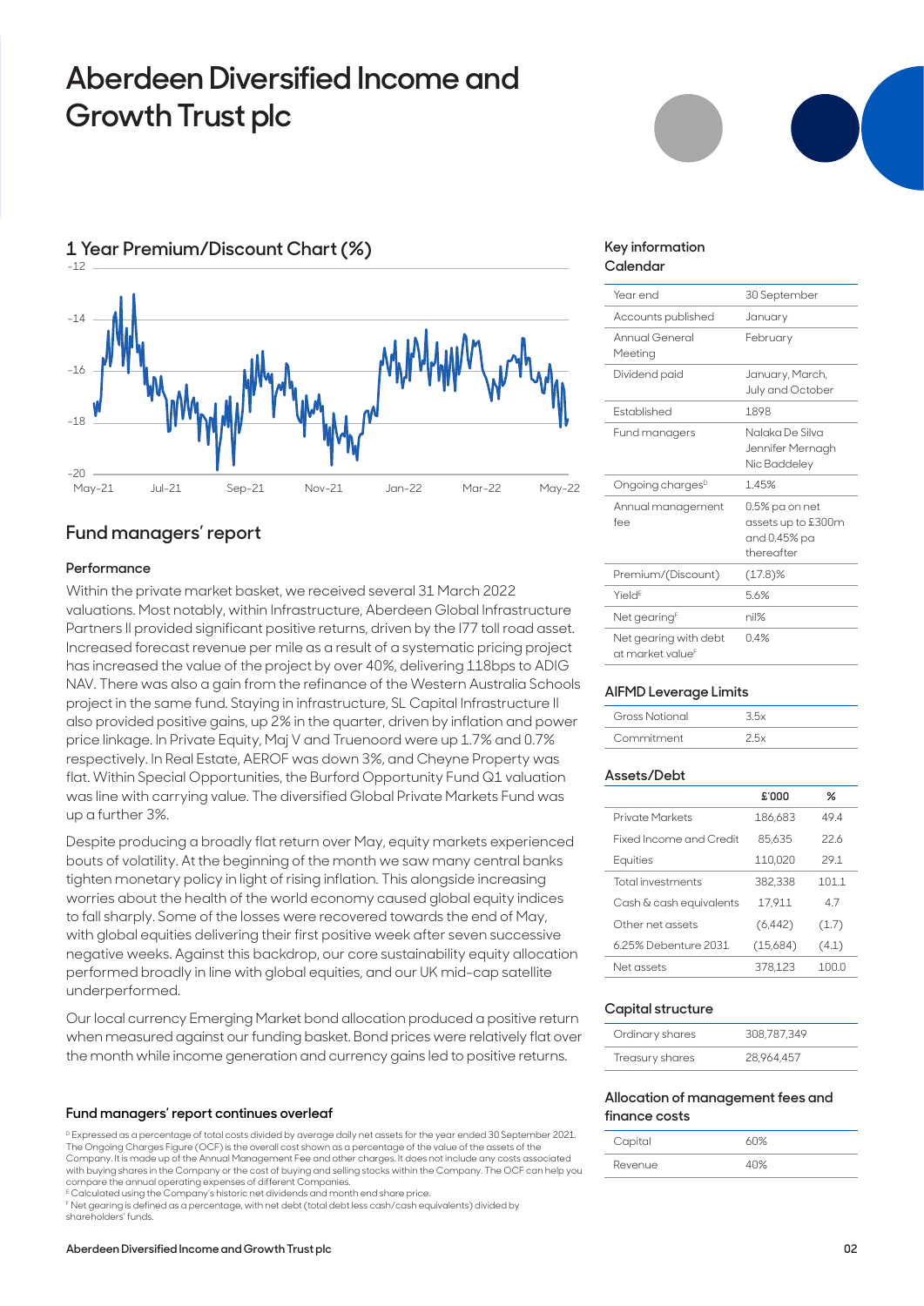# Aberdeen Diversified Income and Growth Trust plc

## 1 Year Premium/Discount Chart (%)

## Fund managers' report

### Performance

Within the private market basket, we received several 31 March 2022 valuations. Most notably, within Infrastructure, Aberdeen Global Infrastructure Partners II provided significant positive returns, driven by the I77 toll road asset. Increased forecast revenue per mile as a result of a systematic pricing project has increased the value of the project by over 40%, delivering 118bps to ADIG NAV. There was also a gain from the refinance of the Western Australia Schools project in the same fund. Staying in infrastructure, SL Capital Infrastructure II also provided positive gains, up 2% in the quarter, driven by inflation and power price linkage. In Private Equity, Maj V and Truenoord were up 1.7% and 0.7% respectively. In Real Estate, AEROF was down 3%, and Cheyne Property was flat. Within Special Opportunities, the Burford Opportunity Fund Q1 valuation was line with carrying value. The diversified Global Private Markets Fund was up a further 3%.

Despite producing a broadly flat return over May, equity markets experienced bouts of volatility. At the beginning of the month we saw many central banks tighten monetary policy in light of rising inflation. This alongside increasing worries about the health of the world economy caused global equity indices to fall sharply. Some of the losses were recovered towards the end of May, with global equities delivering their first positive week after seven successive negative weeks. Against this backdrop, our core sustainability equity allocation performed broadly in line with global equities, and our UK mid-cap satellite underperformed.

Our local currency Emerging Market bond allocation produced a positive return when measured against our funding basket. Bond prices were relatively flat over the month while income generation and currency gains led to positive returns.

**Fund managers' report continues overleaf**

[D] Expressed as a percentage of total costs divided by average daily net assets for the year ended 30 September 2021. The Ongoing Charges Figure (OCF) is the overall cost shown as a percentage of the value of the assets of the Company. It is made up of the Annual Management Fee and other charges. It does not include any costs associated with buying shares in the Company or the cost of buying and selling stocks within the Company. The OCF can help you compare the annual operating expenses of different Companies.
[E] Calculated using the Company's historic net dividends and month end share price.
[F] Net gearing is defined as a percentage, with net debt (total debt less cash/cash equivalents) divided by shareholders' funds.

## Key information

### Calendar

| | |
|---|---|
| Year end | 30 September |
| Accounts published | January |
| Annual General Meeting | February |
| Dividend paid | January, March, July and October |
| Established | 1898 |
| Fund managers | Nalaka De Silva<br>Jennifer Mernagh<br>Nic Baddeley |
| Ongoing charges[D] | 1.45% |
| Annual management fee | 0.5% pa on net assets up to £300m and 0.45% pa thereafter |
| Premium/(Discount) | (17.8)% |
| Yield[E] | 5.6% |
| Net gearing[F] | nil% |
| Net gearing with debt at market value[F] | 0.4% |

### AIFMD Leverage Limits

| | |
|---|---|
| Gross Notional | 3.5x |
| Commitment | 2.5x |

### Assets/Debt

| | £'000 | % |
|---|---|---|
| Private Markets | 186,683 | 49.4 |
| Fixed Income and Credit | 85,635 | 22.6 |
| Equities | 110,020 | 29.1 |
| Total investments | 382,338 | 101.1 |
| Cash & cash equivalents | 17,911 | 4.7 |
| Other net assets | (6,442) | (1.7) |
| 6.25% Debenture 2031 | (15,684) | (4.1) |
| Net assets | 378,123 | 100.0 |

### Capital structure

| | |
|---|---|
| Ordinary shares | 308,787,349 |
| Treasury shares | 28,964,457 |

### Allocation of management fees and finance costs

| | |
|---|---|
| Capital | 60% |
| Revenue | 40% |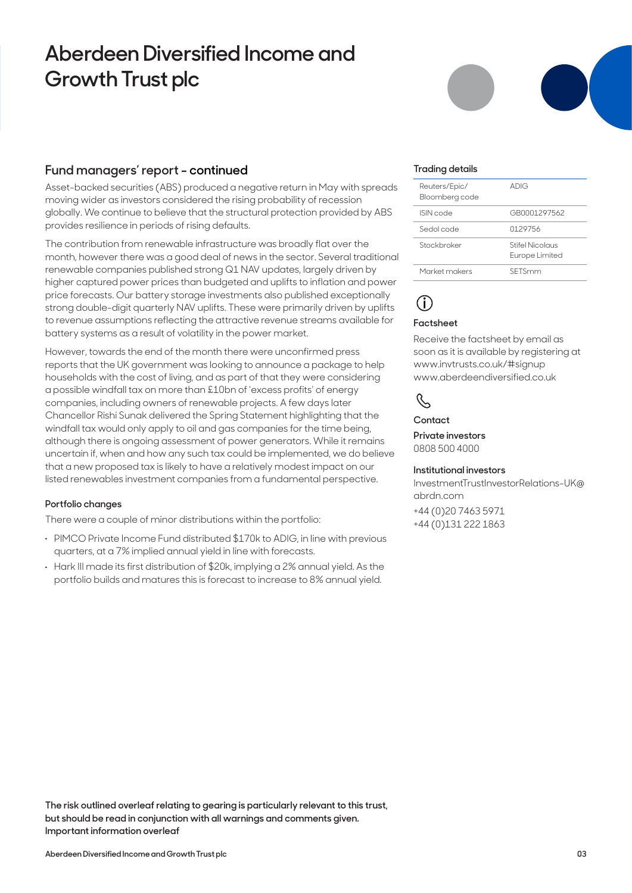# Aberdeen Diversified Income and Growth Trust plc

## Fund managers' report - continued

Asset-backed securities (ABS) produced a negative return in May with spreads moving wider as investors considered the rising probability of recession globally. We continue to believe that the structural protection provided by ABS provides resilience in periods of rising defaults.

The contribution from renewable infrastructure was broadly flat over the month, however there was a good deal of news in the sector. Several traditional renewable companies published strong Q1 NAV updates, largely driven by higher captured power prices than budgeted and uplifts to inflation and power price forecasts. Our battery storage investments also published exceptionally strong double-digit quarterly NAV uplifts. These were primarily driven by uplifts to revenue assumptions reflecting the attractive revenue streams available for battery systems as a result of volatility in the power market.

However, towards the end of the month there were unconfirmed press reports that the UK government was looking to announce a package to help households with the cost of living, and as part of that they were considering a possible windfall tax on more than £10bn of 'excess profits' of energy companies, including owners of renewable projects. A few days later Chancellor Rishi Sunak delivered the Spring Statement highlighting that the windfall tax would only apply to oil and gas companies for the time being, although there is ongoing assessment of power generators. While it remains uncertain if, when and how any such tax could be implemented, we do believe that a new proposed tax is likely to have a relatively modest impact on our listed renewables investment companies from a fundamental perspective.

### Portfolio changes

There were a couple of minor distributions within the portfolio:

- PIMCO Private Income Fund distributed $170k to ADIG, in line with previous quarters, at a 7% implied annual yield in line with forecasts.
- Hark III made its first distribution of $20k, implying a 2% annual yield. As the portfolio builds and matures this is forecast to increase to 8% annual yield.

**The risk outlined overleaf relating to gearing is particularly relevant to this trust, but should be read in conjunction with all warnings and comments given. Important information overleaf**

### Trading details

| | |
|---|---|
| Reuters/Epic/ Bloomberg code | ADIG |
| ISIN code | GB0001297562 |
| Sedol code | 0129756 |
| Stockbroker | Stifel Nicolaus Europe Limited |
| Market makers | SETSmm |

### Factsheet

Receive the factsheet by email as soon as it is available by registering at www.invtrusts.co.uk/#signup www.aberdeendiversified.co.uk

### Contact

**Private investors**
0808 500 4000

**Institutional investors**
InvestmentTrustInvestorRelations-UK@abrdn.com
+44 (0)20 7463 5971
+44 (0)131 222 1863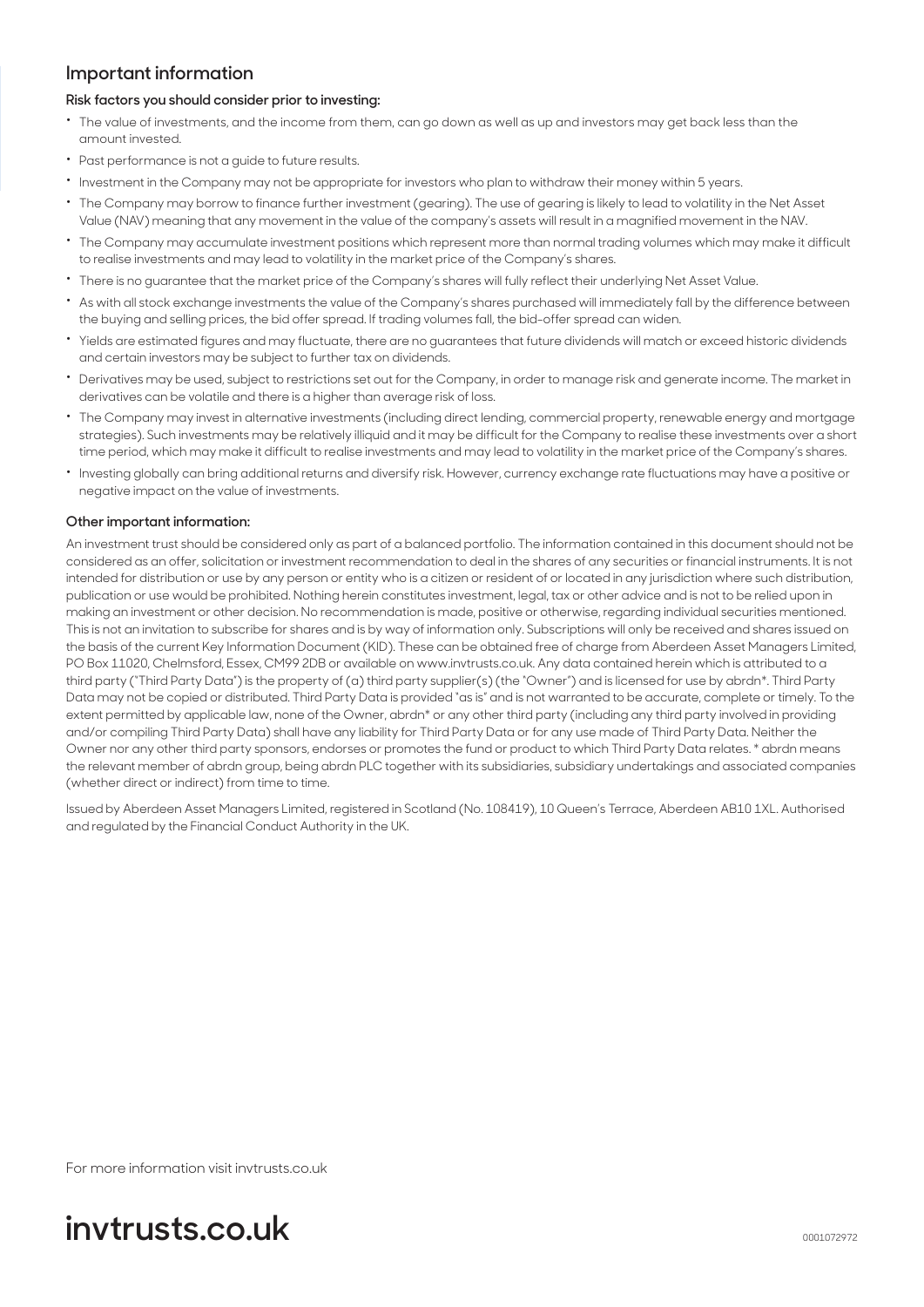## Important information

### Risk factors you should consider prior to investing:

- The value of investments, and the income from them, can go down as well as up and investors may get back less than the amount invested.
- Past performance is not a guide to future results.
- Investment in the Company may not be appropriate for investors who plan to withdraw their money within 5 years.
- The Company may borrow to finance further investment (gearing). The use of gearing is likely to lead to volatility in the Net Asset Value (NAV) meaning that any movement in the value of the company's assets will result in a magnified movement in the NAV.
- The Company may accumulate investment positions which represent more than normal trading volumes which may make it difficult to realise investments and may lead to volatility in the market price of the Company's shares.
- There is no guarantee that the market price of the Company's shares will fully reflect their underlying Net Asset Value.
- As with all stock exchange investments the value of the Company's shares purchased will immediately fall by the difference between the buying and selling prices, the bid offer spread. If trading volumes fall, the bid-offer spread can widen.
- Yields are estimated figures and may fluctuate, there are no guarantees that future dividends will match or exceed historic dividends and certain investors may be subject to further tax on dividends.
- Derivatives may be used, subject to restrictions set out for the Company, in order to manage risk and generate income. The market in derivatives can be volatile and there is a higher than average risk of loss.
- The Company may invest in alternative investments (including direct lending, commercial property, renewable energy and mortgage strategies). Such investments may be relatively illiquid and it may be difficult for the Company to realise these investments over a short time period, which may make it difficult to realise investments and may lead to volatility in the market price of the Company's shares.
- Investing globally can bring additional returns and diversify risk. However, currency exchange rate fluctuations may have a positive or negative impact on the value of investments.

### Other important information:

An investment trust should be considered only as part of a balanced portfolio. The information contained in this document should not be considered as an offer, solicitation or investment recommendation to deal in the shares of any securities or financial instruments. It is not intended for distribution or use by any person or entity who is a citizen or resident of or located in any jurisdiction where such distribution, publication or use would be prohibited. Nothing herein constitutes investment, legal, tax or other advice and is not to be relied upon in making an investment or other decision. No recommendation is made, positive or otherwise, regarding individual securities mentioned. This is not an invitation to subscribe for shares and is by way of information only. Subscriptions will only be received and shares issued on the basis of the current Key Information Document (KID). These can be obtained free of charge from Aberdeen Asset Managers Limited, PO Box 11020, Chelmsford, Essex, CM99 2DB or available on www.invtrusts.co.uk. Any data contained herein which is attributed to a third party ("Third Party Data") is the property of (a) third party supplier(s) (the "Owner") and is licensed for use by abrdn*. Third Party Data may not be copied or distributed. Third Party Data is provided "as is" and is not warranted to be accurate, complete or timely. To the extent permitted by applicable law, none of the Owner, abrdn* or any other third party (including any third party involved in providing and/or compiling Third Party Data) shall have any liability for Third Party Data or for any use made of Third Party Data. Neither the Owner nor any other third party sponsors, endorses or promotes the fund or product to which Third Party Data relates. * abrdn means the relevant member of abrdn group, being abrdn PLC together with its subsidiaries, subsidiary undertakings and associated companies (whether direct or indirect) from time to time.

Issued by Aberdeen Asset Managers Limited, registered in Scotland (No. 108419), 10 Queen's Terrace, Aberdeen AB10 1XL. Authorised and regulated by the Financial Conduct Authority in the UK.

For more information visit invtrusts.co.uk

# invtrusts.co.uk

0001072972